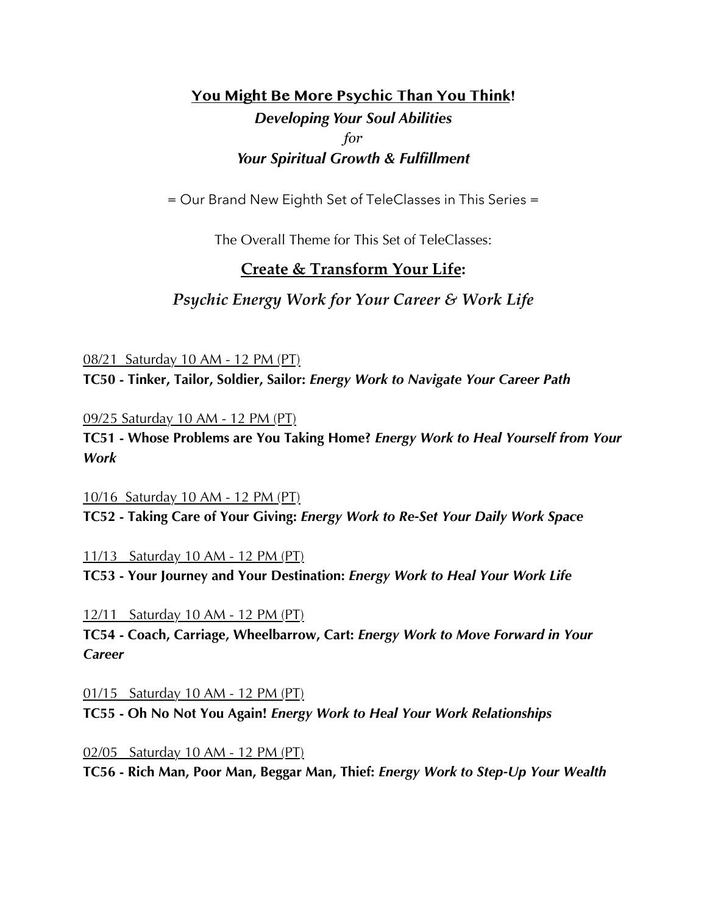# You Might Be More Psychic Than You Think!

***Developing Your Soul Abilities***

*for*

***Your Spiritual Growth & Fulfillment***

= Our Brand New Eighth Set of TeleClasses in This Series =

The Overall Theme for This Set of TeleClasses:

## Create & Transform Your Life:

*Psychic Energy Work for Your Career & Work Life*

08/21 Saturday 10 AM - 12 PM (PT)

**TC50 - Tinker, Tailor, Soldier, Sailor:** ***Energy Work to Navigate Your Career Path***

09/25 Saturday 10 AM - 12 PM (PT)

**TC51 - Whose Problems are You Taking Home?** ***Energy Work to Heal Yourself from Your Work***

10/16 Saturday 10 AM - 12 PM (PT)

**TC52 - Taking Care of Your Giving:** ***Energy Work to Re-Set Your Daily Work Space***

11/13 Saturday 10 AM - 12 PM (PT)

**TC53 - Your Journey and Your Destination:** ***Energy Work to Heal Your Work Life***

12/11 Saturday 10 AM - 12 PM (PT)

**TC54 - Coach, Carriage, Wheelbarrow, Cart:** ***Energy Work to Move Forward in Your Career***

01/15 Saturday 10 AM - 12 PM (PT)

**TC55 - Oh No Not You Again!** ***Energy Work to Heal Your Work Relationships***

02/05 Saturday 10 AM - 12 PM (PT)

**TC56 - Rich Man, Poor Man, Beggar Man, Thief:** ***Energy Work to Step-Up Your Wealth***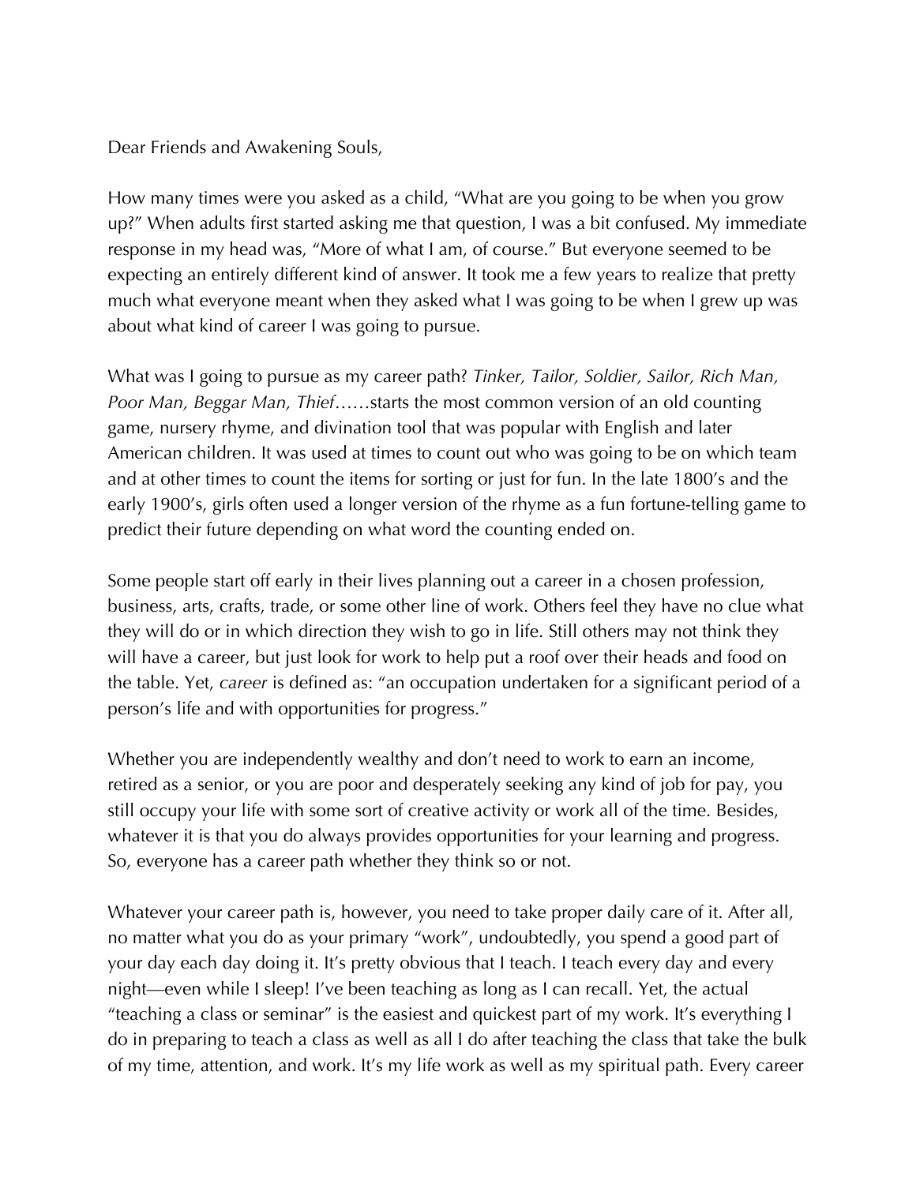Dear Friends and Awakening Souls,

How many times were you asked as a child, "What are you going to be when you grow up?" When adults first started asking me that question, I was a bit confused. My immediate response in my head was, "More of what I am, of course." But everyone seemed to be expecting an entirely different kind of answer. It took me a few years to realize that pretty much what everyone meant when they asked what I was going to be when I grew up was about what kind of career I was going to pursue.

What was I going to pursue as my career path? *Tinker, Tailor, Soldier, Sailor, Rich Man, Poor Man, Beggar Man, Thief*……starts the most common version of an old counting game, nursery rhyme, and divination tool that was popular with English and later American children. It was used at times to count out who was going to be on which team and at other times to count the items for sorting or just for fun. In the late 1800's and the early 1900's, girls often used a longer version of the rhyme as a fun fortune-telling game to predict their future depending on what word the counting ended on.

Some people start off early in their lives planning out a career in a chosen profession, business, arts, crafts, trade, or some other line of work. Others feel they have no clue what they will do or in which direction they wish to go in life. Still others may not think they will have a career, but just look for work to help put a roof over their heads and food on the table. Yet, *career* is defined as: "an occupation undertaken for a significant period of a person's life and with opportunities for progress."

Whether you are independently wealthy and don't need to work to earn an income, retired as a senior, or you are poor and desperately seeking any kind of job for pay, you still occupy your life with some sort of creative activity or work all of the time. Besides, whatever it is that you do always provides opportunities for your learning and progress. So, everyone has a career path whether they think so or not.

Whatever your career path is, however, you need to take proper daily care of it. After all, no matter what you do as your primary "work", undoubtedly, you spend a good part of your day each day doing it. It's pretty obvious that I teach. I teach every day and every night—even while I sleep! I've been teaching as long as I can recall. Yet, the actual "teaching a class or seminar" is the easiest and quickest part of my work. It's everything I do in preparing to teach a class as well as all I do after teaching the class that take the bulk of my time, attention, and work. It's my life work as well as my spiritual path. Every career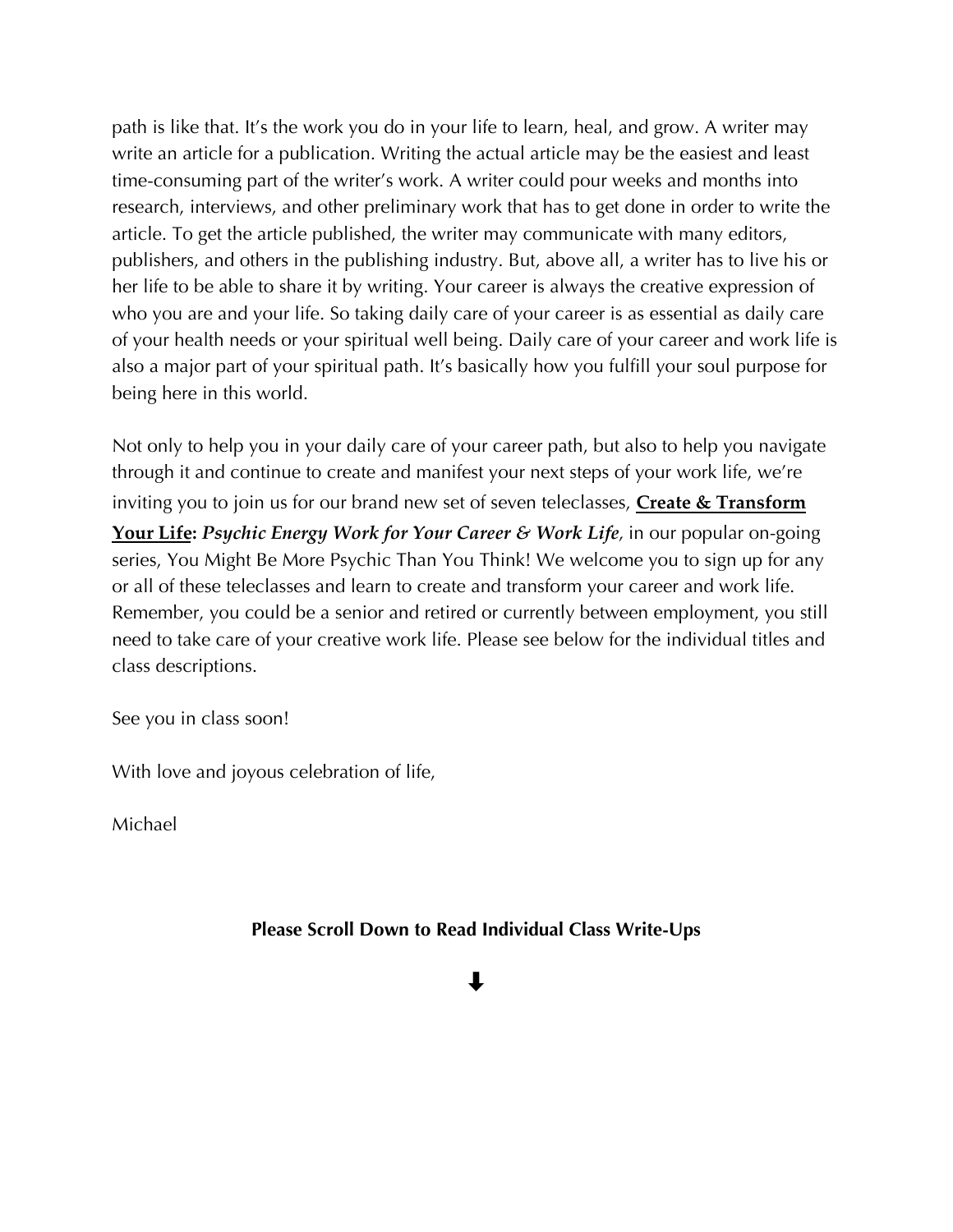path is like that. It's the work you do in your life to learn, heal, and grow. A writer may write an article for a publication. Writing the actual article may be the easiest and least time-consuming part of the writer's work. A writer could pour weeks and months into research, interviews, and other preliminary work that has to get done in order to write the article. To get the article published, the writer may communicate with many editors, publishers, and others in the publishing industry. But, above all, a writer has to live his or her life to be able to share it by writing. Your career is always the creative expression of who you are and your life. So taking daily care of your career is as essential as daily care of your health needs or your spiritual well being. Daily care of your career and work life is also a major part of your spiritual path. It's basically how you fulfill your soul purpose for being here in this world.

Not only to help you in your daily care of your career path, but also to help you navigate through it and continue to create and manifest your next steps of your work life, we're inviting you to join us for our brand new set of seven teleclasses, **Create & Transform Your Life:** ***Psychic Energy Work for Your Career & Work Life***, in our popular on-going series, You Might Be More Psychic Than You Think! We welcome you to sign up for any or all of these teleclasses and learn to create and transform your career and work life. Remember, you could be a senior and retired or currently between employment, you still need to take care of your creative work life. Please see below for the individual titles and class descriptions.

See you in class soon!

With love and joyous celebration of life,

Michael

**Please Scroll Down to Read Individual Class Write-Ups**

⬇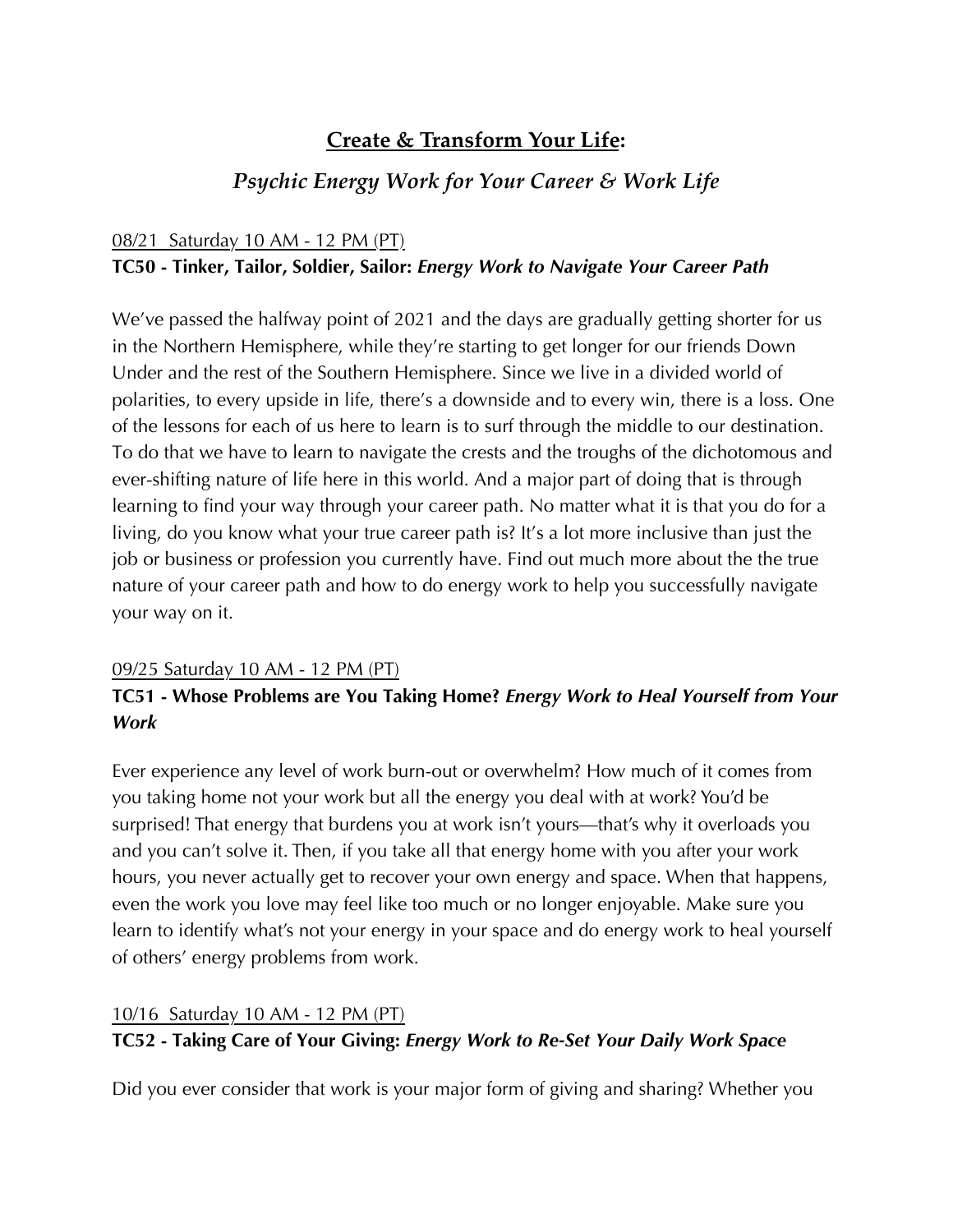## <u>Create & Transform Your Life</u>:

### *Psychic Energy Work for Your Career & Work Life*

<u>08/21 Saturday 10 AM - 12 PM (PT)</u>
**TC50 - Tinker, Tailor, Soldier, Sailor:** ***Energy Work to Navigate Your Career Path***

We've passed the halfway point of 2021 and the days are gradually getting shorter for us in the Northern Hemisphere, while they're starting to get longer for our friends Down Under and the rest of the Southern Hemisphere. Since we live in a divided world of polarities, to every upside in life, there's a downside and to every win, there is a loss. One of the lessons for each of us here to learn is to surf through the middle to our destination. To do that we have to learn to navigate the crests and the troughs of the dichotomous and ever-shifting nature of life here in this world. And a major part of doing that is through learning to find your way through your career path. No matter what it is that you do for a living, do you know what your true career path is? It's a lot more inclusive than just the job or business or profession you currently have. Find out much more about the the true nature of your career path and how to do energy work to help you successfully navigate your way on it.

<u>09/25 Saturday 10 AM - 12 PM (PT)</u>
**TC51 - Whose Problems are You Taking Home?** ***Energy Work to Heal Yourself from Your Work***

Ever experience any level of work burn-out or overwhelm? How much of it comes from you taking home not your work but all the energy you deal with at work? You'd be surprised! That energy that burdens you at work isn't yours—that's why it overloads you and you can't solve it. Then, if you take all that energy home with you after your work hours, you never actually get to recover your own energy and space. When that happens, even the work you love may feel like too much or no longer enjoyable. Make sure you learn to identify what's not your energy in your space and do energy work to heal yourself of others' energy problems from work.

<u>10/16 Saturday 10 AM - 12 PM (PT)</u>
**TC52 - Taking Care of Your Giving:** ***Energy Work to Re-Set Your Daily Work Space***

Did you ever consider that work is your major form of giving and sharing? Whether you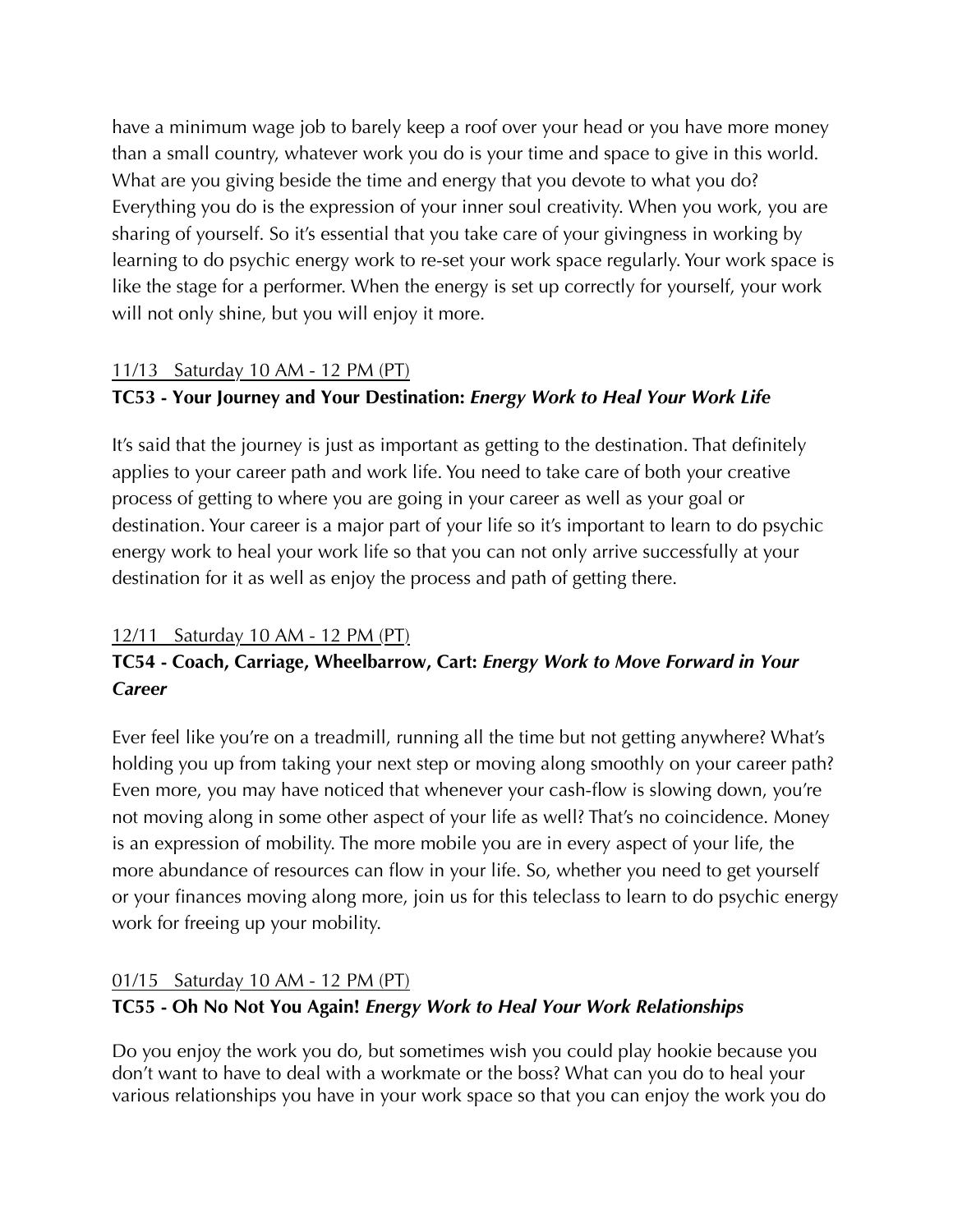have a minimum wage job to barely keep a roof over your head or you have more money than a small country, whatever work you do is your time and space to give in this world. What are you giving beside the time and energy that you devote to what you do? Everything you do is the expression of your inner soul creativity. When you work, you are sharing of yourself. So it's essential that you take care of your givingness in working by learning to do psychic energy work to re-set your work space regularly. Your work space is like the stage for a performer. When the energy is set up correctly for yourself, your work will not only shine, but you will enjoy it more.

11/13 Saturday 10 AM - 12 PM (PT)

**TC53 - Your Journey and Your Destination:** ***Energy Work to Heal Your Work Life***

It's said that the journey is just as important as getting to the destination. That definitely applies to your career path and work life. You need to take care of both your creative process of getting to where you are going in your career as well as your goal or destination. Your career is a major part of your life so it's important to learn to do psychic energy work to heal your work life so that you can not only arrive successfully at your destination for it as well as enjoy the process and path of getting there.

12/11 Saturday 10 AM - 12 PM (PT)

**TC54 - Coach, Carriage, Wheelbarrow, Cart:** ***Energy Work to Move Forward in Your Career***

Ever feel like you're on a treadmill, running all the time but not getting anywhere? What's holding you up from taking your next step or moving along smoothly on your career path? Even more, you may have noticed that whenever your cash-flow is slowing down, you're not moving along in some other aspect of your life as well? That's no coincidence. Money is an expression of mobility. The more mobile you are in every aspect of your life, the more abundance of resources can flow in your life. So, whether you need to get yourself or your finances moving along more, join us for this teleclass to learn to do psychic energy work for freeing up your mobility.

01/15 Saturday 10 AM - 12 PM (PT)

**TC55 - Oh No Not You Again!** ***Energy Work to Heal Your Work Relationships***

Do you enjoy the work you do, but sometimes wish you could play hookie because you don't want to have to deal with a workmate or the boss? What can you do to heal your various relationships you have in your work space so that you can enjoy the work you do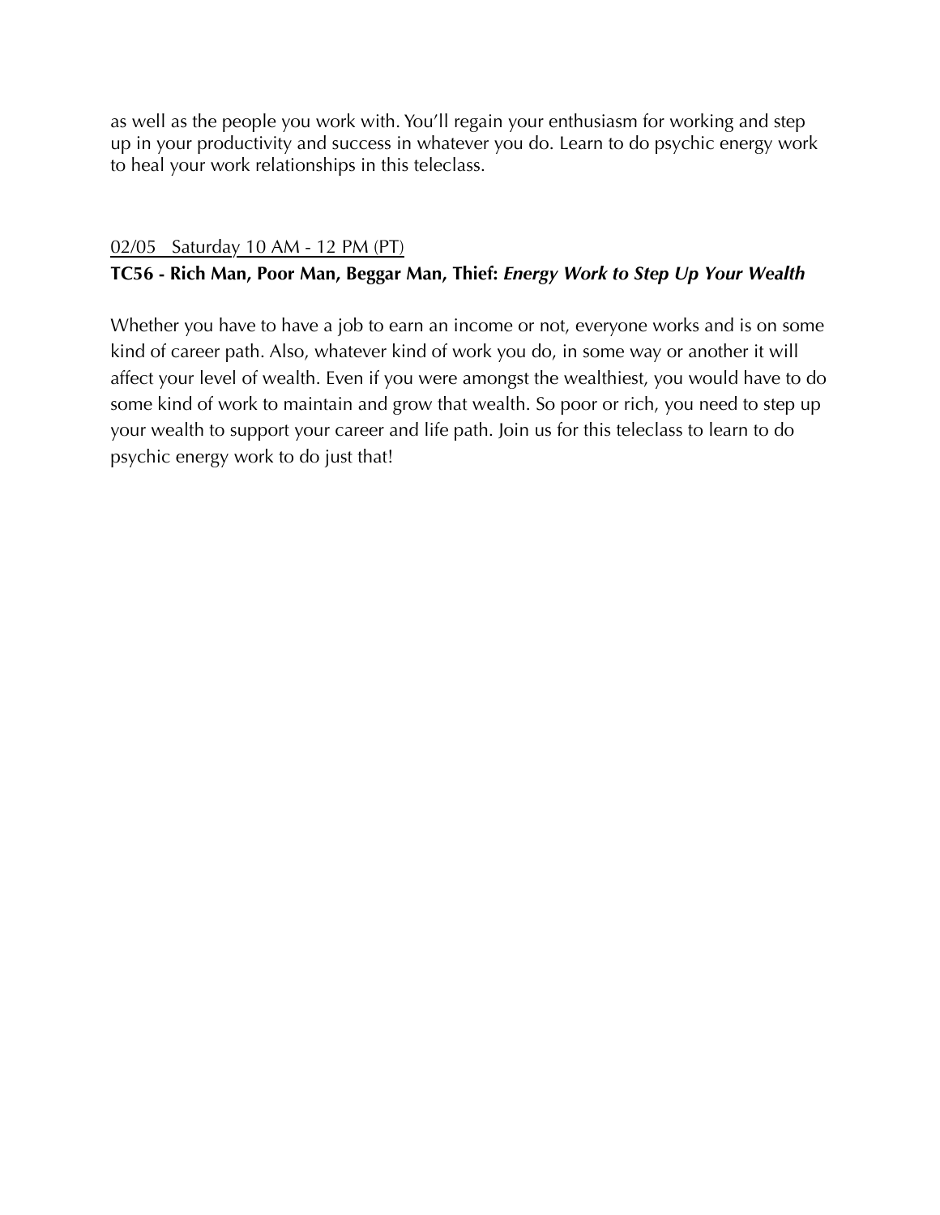as well as the people you work with. You'll regain your enthusiasm for working and step up in your productivity and success in whatever you do. Learn to do psychic energy work to heal your work relationships in this teleclass.

<u>02/05   Saturday 10 AM - 12 PM (PT)</u>

**TC56 - Rich Man, Poor Man, Beggar Man, Thief:** ***Energy Work to Step Up Your Wealth***

Whether you have to have a job to earn an income or not, everyone works and is on some kind of career path. Also, whatever kind of work you do, in some way or another it will affect your level of wealth. Even if you were amongst the wealthiest, you would have to do some kind of work to maintain and grow that wealth. So poor or rich, you need to step up your wealth to support your career and life path. Join us for this teleclass to learn to do psychic energy work to do just that!